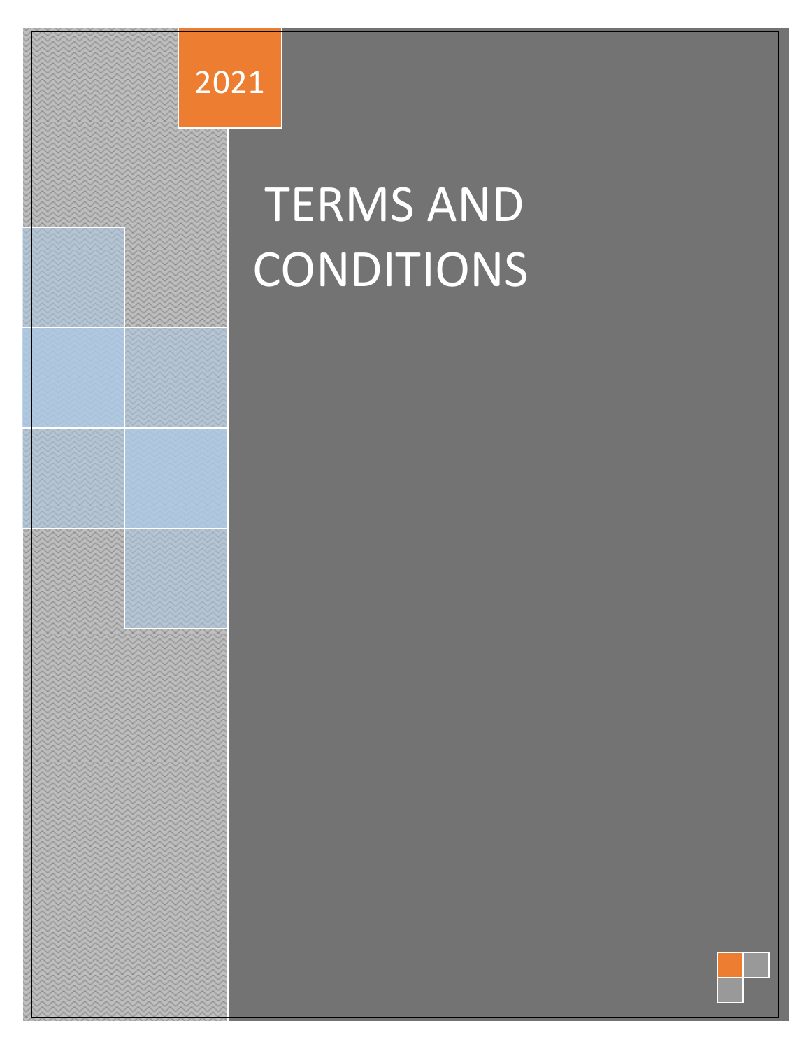2021

# TERMS AND CONDITIONS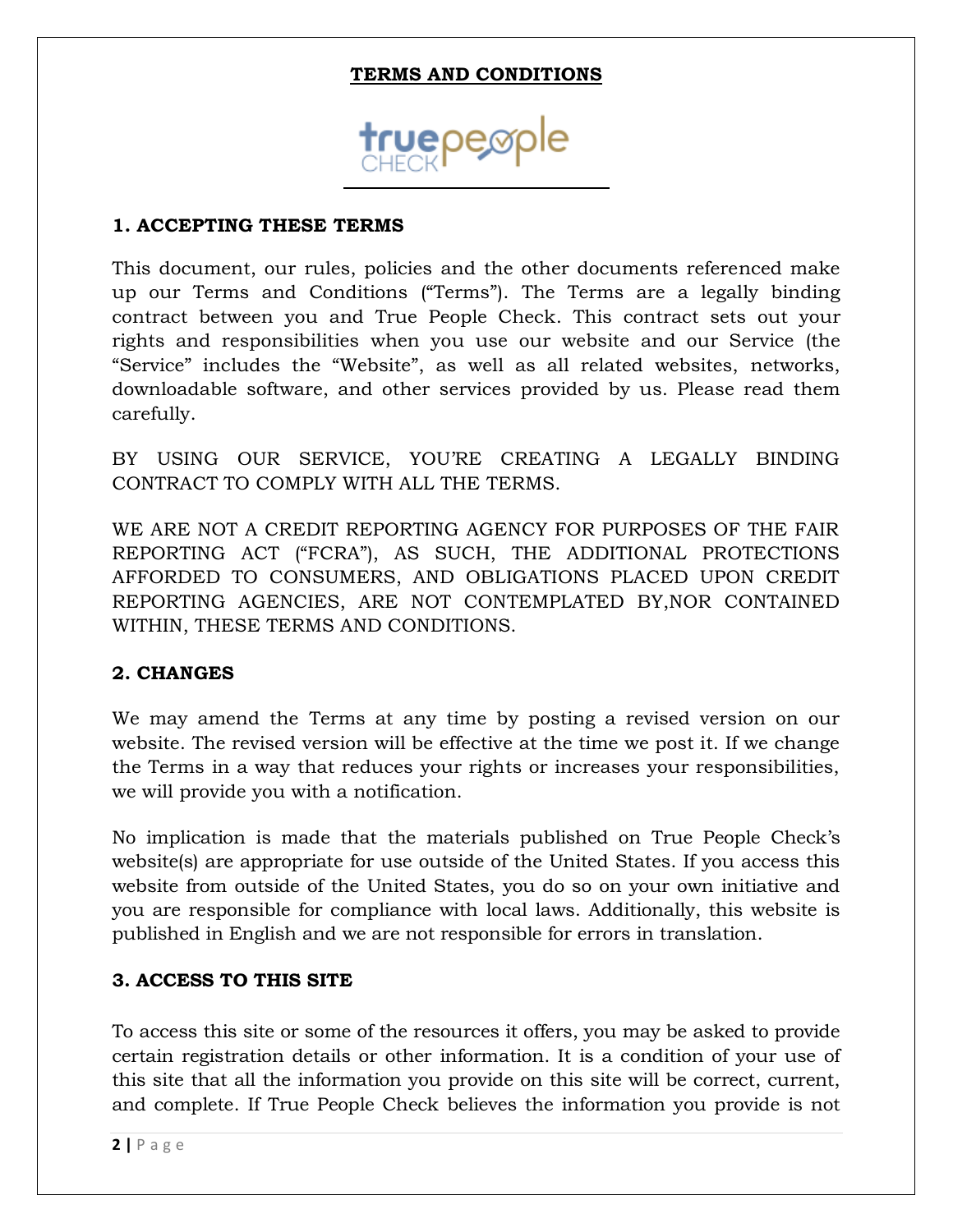# TERMS AND CONDITIONS

## 1. ACCEPTING THESE TERMS

This document, our rules, policies and the other documents referenced make up our Terms and Conditions ("Terms"). The Terms are a legally binding contract between you and True People Check. This contract sets out your rights and responsibilities when you use our website and our Service (the "Service" includes the "Website", as well as all related websites, networks, downloadable software, and other services provided by us. Please read them carefully.

BY USING OUR SERVICE, YOU'RE CREATING A LEGALLY BINDING CONTRACT TO COMPLY WITH ALL THE TERMS.

WE ARE NOT A CREDIT REPORTING AGENCY FOR PURPOSES OF THE FAIR REPORTING ACT ("FCRA"), AS SUCH, THE ADDITIONAL PROTECTIONS AFFORDED TO CONSUMERS, AND OBLIGATIONS PLACED UPON CREDIT REPORTING AGENCIES, ARE NOT CONTEMPLATED BY,NOR CONTAINED WITHIN, THESE TERMS AND CONDITIONS.

## 2. CHANGES

We may amend the Terms at any time by posting a revised version on our website. The revised version will be effective at the time we post it. If we change the Terms in a way that reduces your rights or increases your responsibilities, we will provide you with a notification.

No implication is made that the materials published on True People Check's website(s) are appropriate for use outside of the United States. If you access this website from outside of the United States, you do so on your own initiative and you are responsible for compliance with local laws. Additionally, this website is published in English and we are not responsible for errors in translation.

## 3. ACCESS TO THIS SITE

To access this site or some of the resources it offers, you may be asked to provide certain registration details or other information. It is a condition of your use of this site that all the information you provide on this site will be correct, current, and complete. If True People Check believes the information you provide is not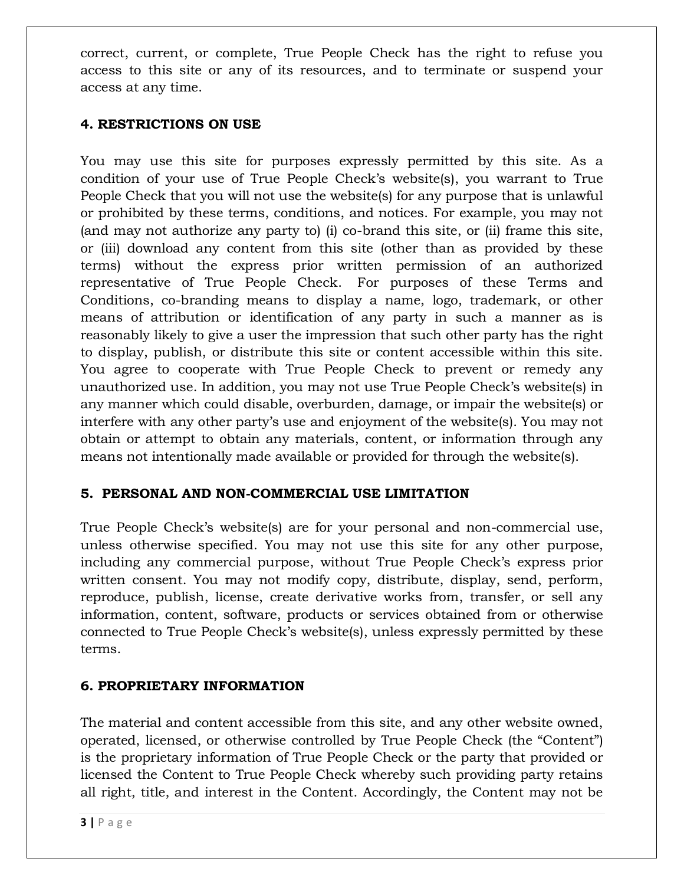correct, current, or complete, True People Check has the right to refuse you access to this site or any of its resources, and to terminate or suspend your access at any time.

### 4. RESTRICTIONS ON USE

You may use this site for purposes expressly permitted by this site. As a condition of your use of True People Check's website(s), you warrant to True People Check that you will not use the website(s) for any purpose that is unlawful or prohibited by these terms, conditions, and notices. For example, you may not (and may not authorize any party to) (i) co-brand this site, or (ii) frame this site, or (iii) download any content from this site (other than as provided by these terms) without the express prior written permission of an authorized representative of True People Check. For purposes of these Terms and Conditions, co-branding means to display a name, logo, trademark, or other means of attribution or identification of any party in such a manner as is reasonably likely to give a user the impression that such other party has the right to display, publish, or distribute this site or content accessible within this site. You agree to cooperate with True People Check to prevent or remedy any unauthorized use. In addition, you may not use True People Check's website(s) in any manner which could disable, overburden, damage, or impair the website(s) or interfere with any other party's use and enjoyment of the website(s). You may not obtain or attempt to obtain any materials, content, or information through any means not intentionally made available or provided for through the website(s).

### 5. PERSONAL AND NON-COMMERCIAL USE LIMITATION

True People Check's website(s) are for your personal and non-commercial use, unless otherwise specified. You may not use this site for any other purpose, including any commercial purpose, without True People Check's express prior written consent. You may not modify copy, distribute, display, send, perform, reproduce, publish, license, create derivative works from, transfer, or sell any information, content, software, products or services obtained from or otherwise connected to True People Check's website(s), unless expressly permitted by these terms.

### 6. PROPRIETARY INFORMATION

The material and content accessible from this site, and any other website owned, operated, licensed, or otherwise controlled by True People Check (the "Content") is the proprietary information of True People Check or the party that provided or licensed the Content to True People Check whereby such providing party retains all right, title, and interest in the Content. Accordingly, the Content may not be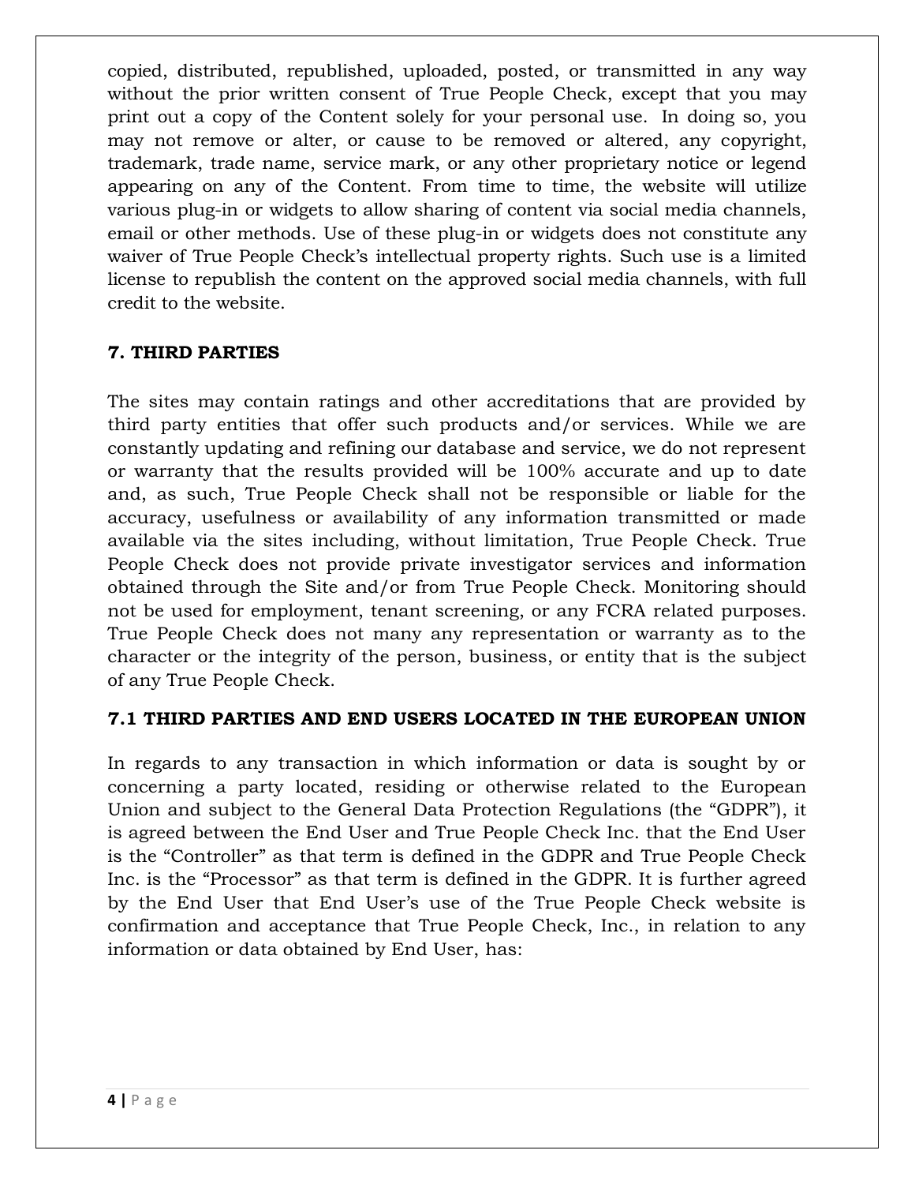copied, distributed, republished, uploaded, posted, or transmitted in any way without the prior written consent of True People Check, except that you may print out a copy of the Content solely for your personal use. In doing so, you may not remove or alter, or cause to be removed or altered, any copyright, trademark, trade name, service mark, or any other proprietary notice or legend appearing on any of the Content. From time to time, the website will utilize various plug-in or widgets to allow sharing of content via social media channels, email or other methods. Use of these plug-in or widgets does not constitute any waiver of True People Check's intellectual property rights. Such use is a limited license to republish the content on the approved social media channels, with full credit to the website.

**7. THIRD PARTIES**

The sites may contain ratings and other accreditations that are provided by third party entities that offer such products and/or services. While we are constantly updating and refining our database and service, we do not represent or warranty that the results provided will be 100% accurate and up to date and, as such, True People Check shall not be responsible or liable for the accuracy, usefulness or availability of any information transmitted or made available via the sites including, without limitation, True People Check. True People Check does not provide private investigator services and information obtained through the Site and/or from True People Check. Monitoring should not be used for employment, tenant screening, or any FCRA related purposes. True People Check does not many any representation or warranty as to the character or the integrity of the person, business, or entity that is the subject of any True People Check.

**7.1 THIRD PARTIES AND END USERS LOCATED IN THE EUROPEAN UNION**

In regards to any transaction in which information or data is sought by or concerning a party located, residing or otherwise related to the European Union and subject to the General Data Protection Regulations (the "GDPR"), it is agreed between the End User and True People Check Inc. that the End User is the "Controller" as that term is defined in the GDPR and True People Check Inc. is the "Processor" as that term is defined in the GDPR. It is further agreed by the End User that End User's use of the True People Check website is confirmation and acceptance that True People Check, Inc., in relation to any information or data obtained by End User, has: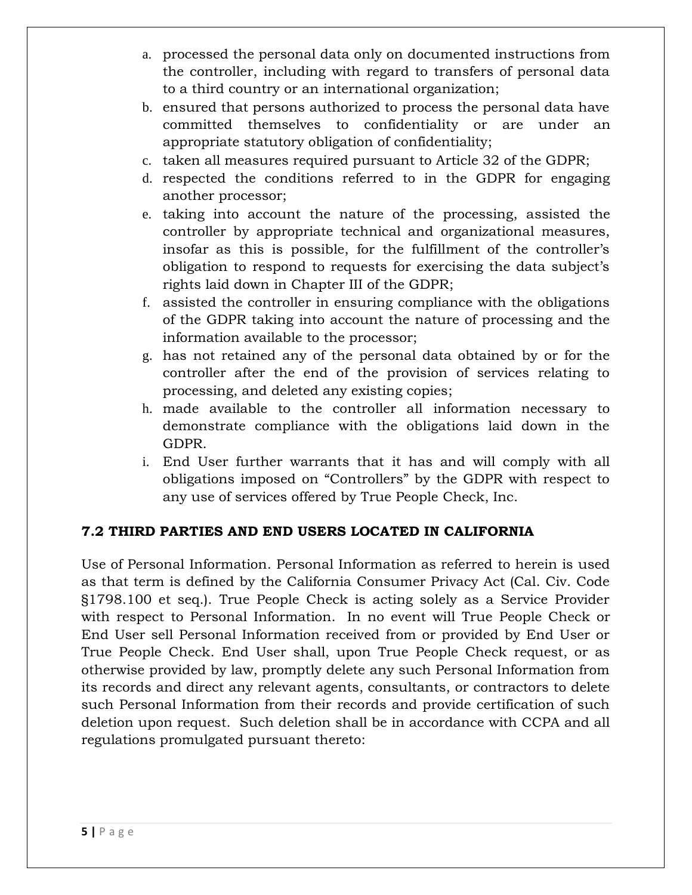a. processed the personal data only on documented instructions from the controller, including with regard to transfers of personal data to a third country or an international organization;
b. ensured that persons authorized to process the personal data have committed themselves to confidentiality or are under an appropriate statutory obligation of confidentiality;
c. taken all measures required pursuant to Article 32 of the GDPR;
d. respected the conditions referred to in the GDPR for engaging another processor;
e. taking into account the nature of the processing, assisted the controller by appropriate technical and organizational measures, insofar as this is possible, for the fulfillment of the controller's obligation to respond to requests for exercising the data subject's rights laid down in Chapter III of the GDPR;
f. assisted the controller in ensuring compliance with the obligations of the GDPR taking into account the nature of processing and the information available to the processor;
g. has not retained any of the personal data obtained by or for the controller after the end of the provision of services relating to processing, and deleted any existing copies;
h. made available to the controller all information necessary to demonstrate compliance with the obligations laid down in the GDPR.
i. End User further warrants that it has and will comply with all obligations imposed on "Controllers" by the GDPR with respect to any use of services offered by True People Check, Inc.

### 7.2 THIRD PARTIES AND END USERS LOCATED IN CALIFORNIA

Use of Personal Information. Personal Information as referred to herein is used as that term is defined by the California Consumer Privacy Act (Cal. Civ. Code §1798.100 et seq.). True People Check is acting solely as a Service Provider with respect to Personal Information. In no event will True People Check or End User sell Personal Information received from or provided by End User or True People Check. End User shall, upon True People Check request, or as otherwise provided by law, promptly delete any such Personal Information from its records and direct any relevant agents, consultants, or contractors to delete such Personal Information from their records and provide certification of such deletion upon request. Such deletion shall be in accordance with CCPA and all regulations promulgated pursuant thereto: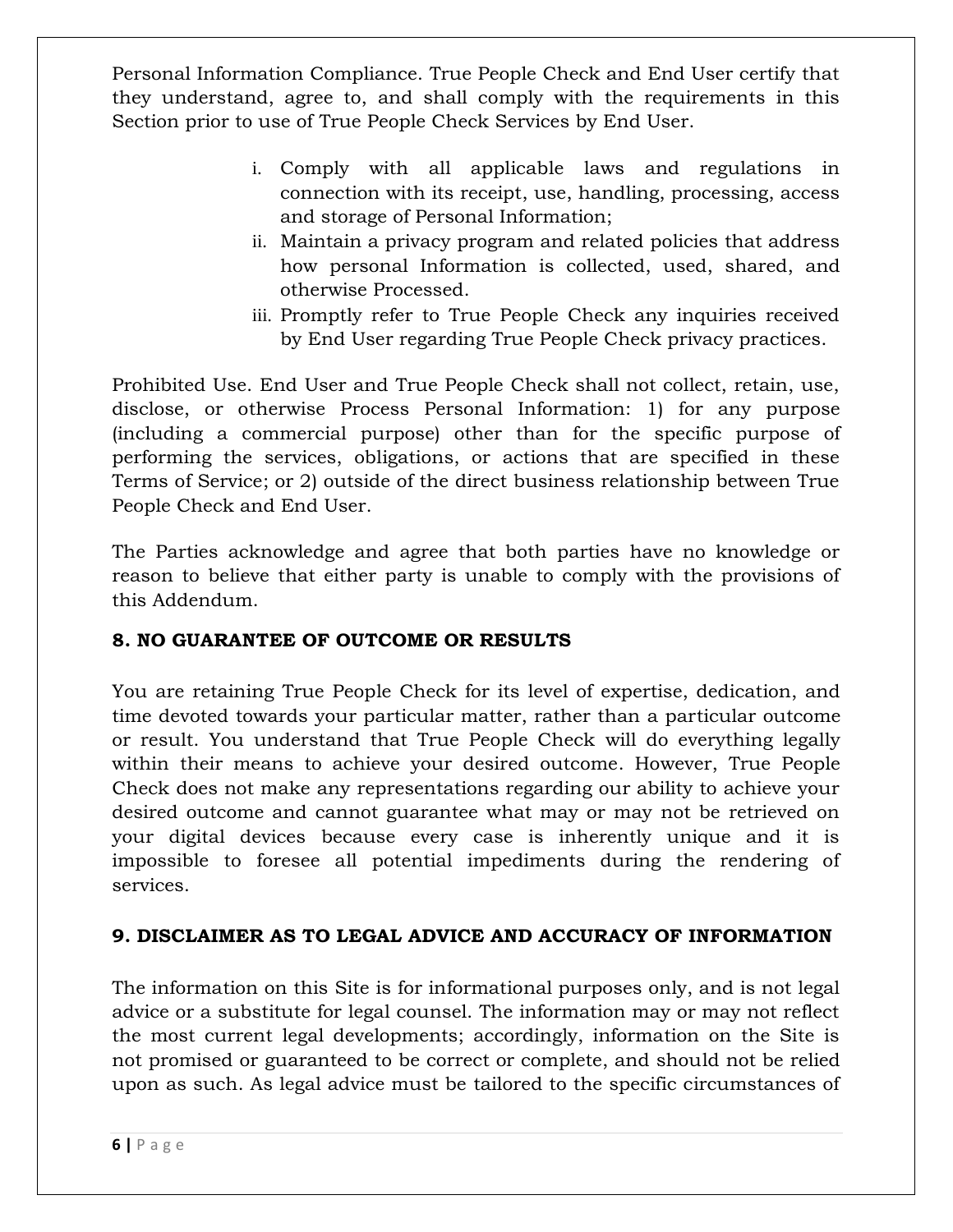Personal Information Compliance. True People Check and End User certify that they understand, agree to, and shall comply with the requirements in this Section prior to use of True People Check Services by End User.

i. Comply with all applicable laws and regulations in connection with its receipt, use, handling, processing, access and storage of Personal Information;
ii. Maintain a privacy program and related policies that address how personal Information is collected, used, shared, and otherwise Processed.
iii. Promptly refer to True People Check any inquiries received by End User regarding True People Check privacy practices.

Prohibited Use. End User and True People Check shall not collect, retain, use, disclose, or otherwise Process Personal Information: 1) for any purpose (including a commercial purpose) other than for the specific purpose of performing the services, obligations, or actions that are specified in these Terms of Service; or 2) outside of the direct business relationship between True People Check and End User.

The Parties acknowledge and agree that both parties have no knowledge or reason to believe that either party is unable to comply with the provisions of this Addendum.

## 8. NO GUARANTEE OF OUTCOME OR RESULTS

You are retaining True People Check for its level of expertise, dedication, and time devoted towards your particular matter, rather than a particular outcome or result. You understand that True People Check will do everything legally within their means to achieve your desired outcome. However, True People Check does not make any representations regarding our ability to achieve your desired outcome and cannot guarantee what may or may not be retrieved on your digital devices because every case is inherently unique and it is impossible to foresee all potential impediments during the rendering of services.

## 9. DISCLAIMER AS TO LEGAL ADVICE AND ACCURACY OF INFORMATION

The information on this Site is for informational purposes only, and is not legal advice or a substitute for legal counsel. The information may or may not reflect the most current legal developments; accordingly, information on the Site is not promised or guaranteed to be correct or complete, and should not be relied upon as such. As legal advice must be tailored to the specific circumstances of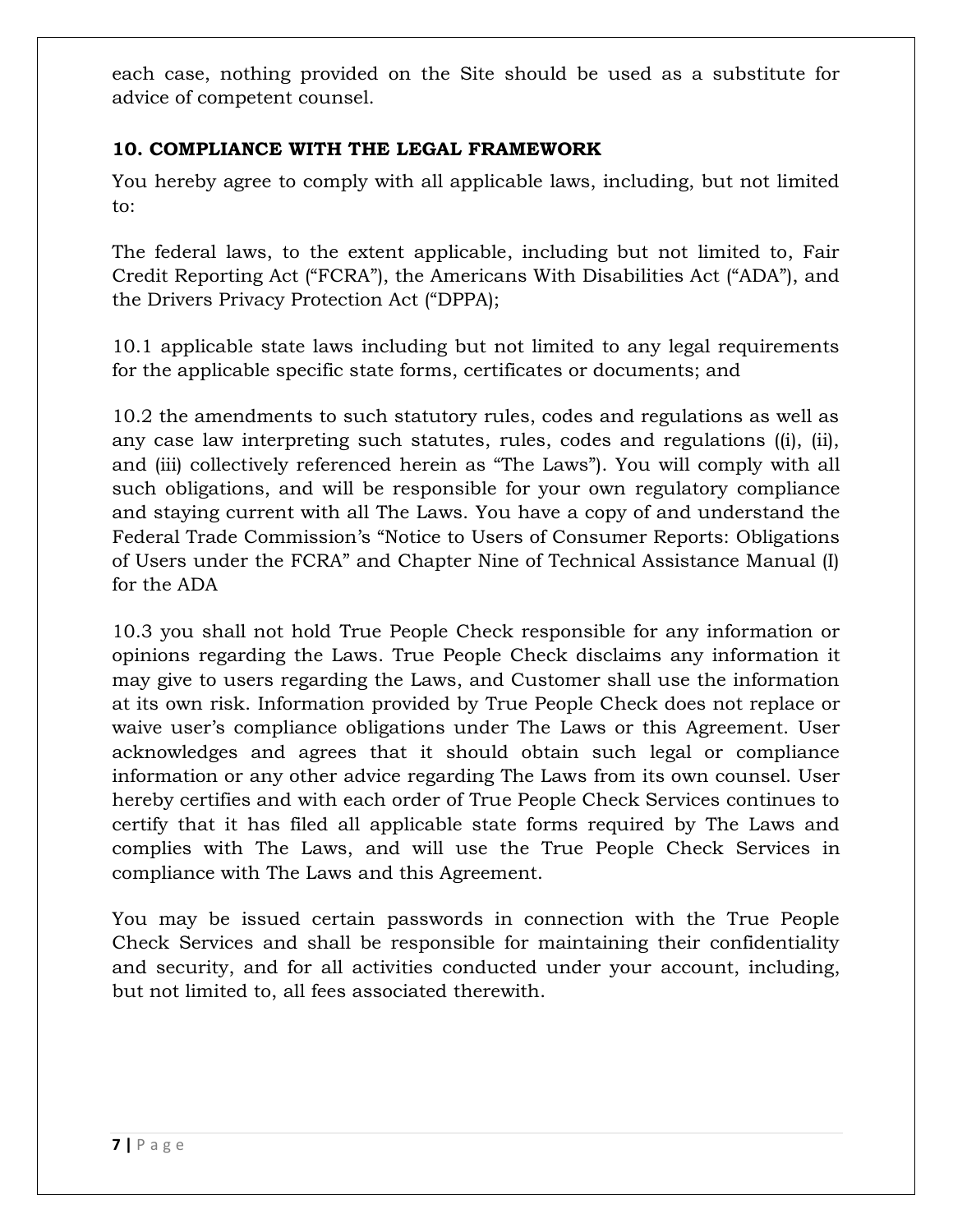each case, nothing provided on the Site should be used as a substitute for advice of competent counsel.

### 10. COMPLIANCE WITH THE LEGAL FRAMEWORK

You hereby agree to comply with all applicable laws, including, but not limited to:

The federal laws, to the extent applicable, including but not limited to, Fair Credit Reporting Act ("FCRA"), the Americans With Disabilities Act ("ADA"), and the Drivers Privacy Protection Act ("DPPA);

10.1 applicable state laws including but not limited to any legal requirements for the applicable specific state forms, certificates or documents; and

10.2 the amendments to such statutory rules, codes and regulations as well as any case law interpreting such statutes, rules, codes and regulations ((i), (ii), and (iii) collectively referenced herein as "The Laws"). You will comply with all such obligations, and will be responsible for your own regulatory compliance and staying current with all The Laws. You have a copy of and understand the Federal Trade Commission's "Notice to Users of Consumer Reports: Obligations of Users under the FCRA" and Chapter Nine of Technical Assistance Manual (I) for the ADA

10.3 you shall not hold True People Check responsible for any information or opinions regarding the Laws. True People Check disclaims any information it may give to users regarding the Laws, and Customer shall use the information at its own risk. Information provided by True People Check does not replace or waive user's compliance obligations under The Laws or this Agreement. User acknowledges and agrees that it should obtain such legal or compliance information or any other advice regarding The Laws from its own counsel. User hereby certifies and with each order of True People Check Services continues to certify that it has filed all applicable state forms required by The Laws and complies with The Laws, and will use the True People Check Services in compliance with The Laws and this Agreement.

You may be issued certain passwords in connection with the True People Check Services and shall be responsible for maintaining their confidentiality and security, and for all activities conducted under your account, including, but not limited to, all fees associated therewith.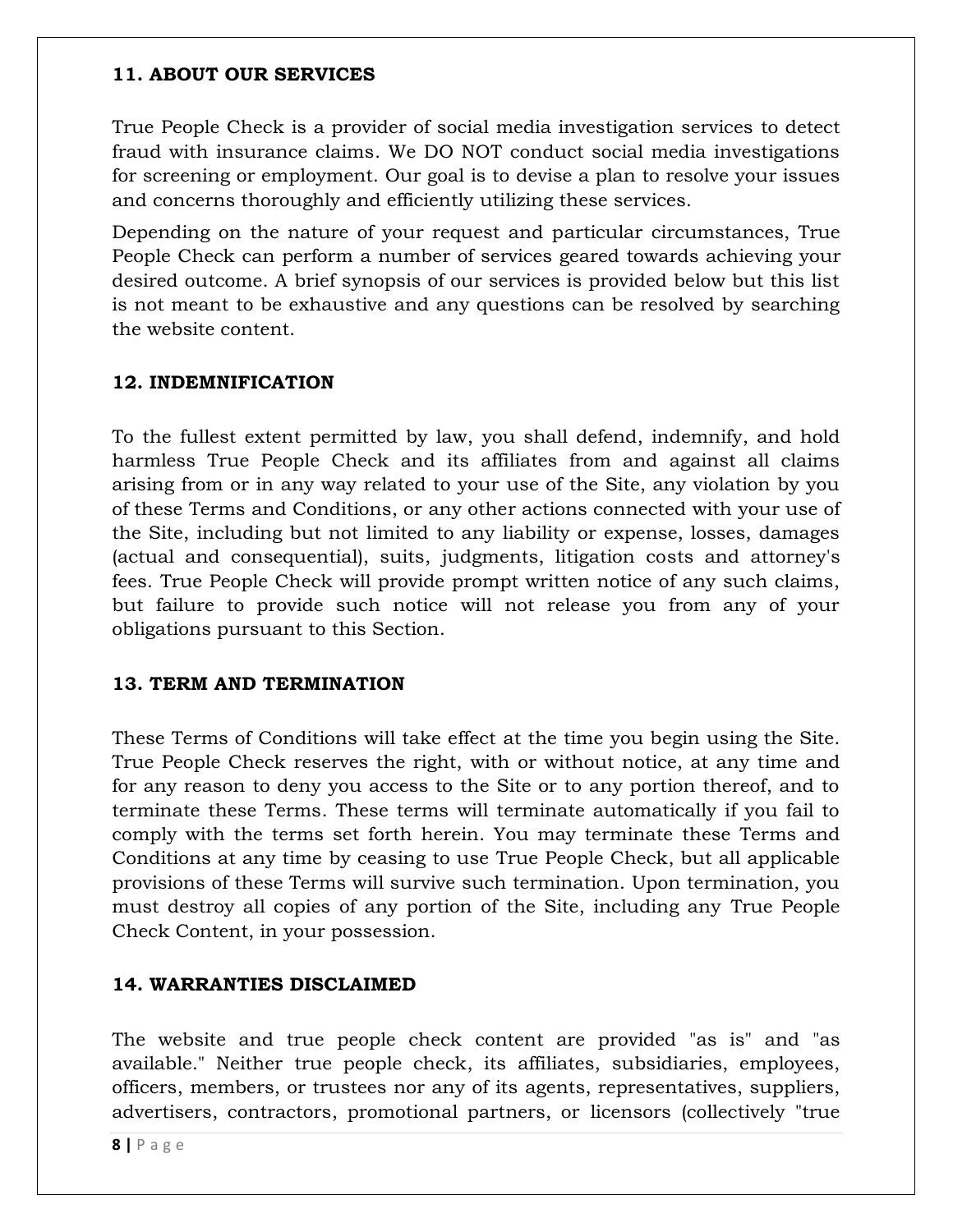### 11. ABOUT OUR SERVICES

True People Check is a provider of social media investigation services to detect fraud with insurance claims. We DO NOT conduct social media investigations for screening or employment. Our goal is to devise a plan to resolve your issues and concerns thoroughly and efficiently utilizing these services.

Depending on the nature of your request and particular circumstances, True People Check can perform a number of services geared towards achieving your desired outcome. A brief synopsis of our services is provided below but this list is not meant to be exhaustive and any questions can be resolved by searching the website content.

### 12. INDEMNIFICATION

To the fullest extent permitted by law, you shall defend, indemnify, and hold harmless True People Check and its affiliates from and against all claims arising from or in any way related to your use of the Site, any violation by you of these Terms and Conditions, or any other actions connected with your use of the Site, including but not limited to any liability or expense, losses, damages (actual and consequential), suits, judgments, litigation costs and attorney's fees. True People Check will provide prompt written notice of any such claims, but failure to provide such notice will not release you from any of your obligations pursuant to this Section.

### 13. TERM AND TERMINATION

These Terms of Conditions will take effect at the time you begin using the Site. True People Check reserves the right, with or without notice, at any time and for any reason to deny you access to the Site or to any portion thereof, and to terminate these Terms. These terms will terminate automatically if you fail to comply with the terms set forth herein. You may terminate these Terms and Conditions at any time by ceasing to use True People Check, but all applicable provisions of these Terms will survive such termination. Upon termination, you must destroy all copies of any portion of the Site, including any True People Check Content, in your possession.

### 14. WARRANTIES DISCLAIMED

The website and true people check content are provided "as is" and "as available." Neither true people check, its affiliates, subsidiaries, employees, officers, members, or trustees nor any of its agents, representatives, suppliers, advertisers, contractors, promotional partners, or licensors (collectively "true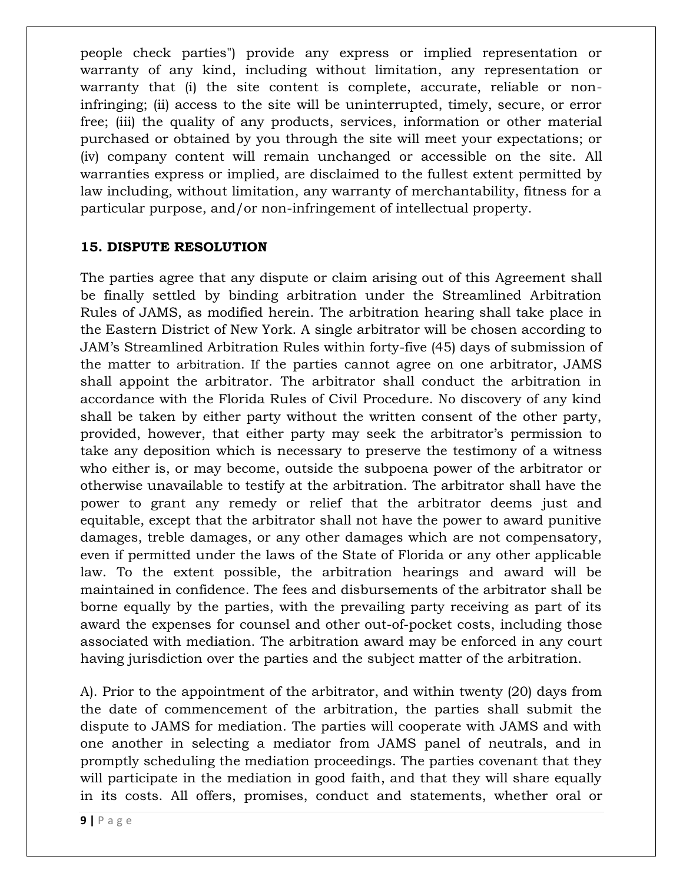people check parties") provide any express or implied representation or warranty of any kind, including without limitation, any representation or warranty that (i) the site content is complete, accurate, reliable or non-infringing; (ii) access to the site will be uninterrupted, timely, secure, or error free; (iii) the quality of any products, services, information or other material purchased or obtained by you through the site will meet your expectations; or (iv) company content will remain unchanged or accessible on the site. All warranties express or implied, are disclaimed to the fullest extent permitted by law including, without limitation, any warranty of merchantability, fitness for a particular purpose, and/or non-infringement of intellectual property.

**15. DISPUTE RESOLUTION**

The parties agree that any dispute or claim arising out of this Agreement shall be finally settled by binding arbitration under the Streamlined Arbitration Rules of JAMS, as modified herein. The arbitration hearing shall take place in the Eastern District of New York. A single arbitrator will be chosen according to JAM's Streamlined Arbitration Rules within forty-five (45) days of submission of the matter to arbitration. If the parties cannot agree on one arbitrator, JAMS shall appoint the arbitrator. The arbitrator shall conduct the arbitration in accordance with the Florida Rules of Civil Procedure. No discovery of any kind shall be taken by either party without the written consent of the other party, provided, however, that either party may seek the arbitrator's permission to take any deposition which is necessary to preserve the testimony of a witness who either is, or may become, outside the subpoena power of the arbitrator or otherwise unavailable to testify at the arbitration. The arbitrator shall have the power to grant any remedy or relief that the arbitrator deems just and equitable, except that the arbitrator shall not have the power to award punitive damages, treble damages, or any other damages which are not compensatory, even if permitted under the laws of the State of Florida or any other applicable law. To the extent possible, the arbitration hearings and award will be maintained in confidence. The fees and disbursements of the arbitrator shall be borne equally by the parties, with the prevailing party receiving as part of its award the expenses for counsel and other out-of-pocket costs, including those associated with mediation. The arbitration award may be enforced in any court having jurisdiction over the parties and the subject matter of the arbitration.

A). Prior to the appointment of the arbitrator, and within twenty (20) days from the date of commencement of the arbitration, the parties shall submit the dispute to JAMS for mediation. The parties will cooperate with JAMS and with one another in selecting a mediator from JAMS panel of neutrals, and in promptly scheduling the mediation proceedings. The parties covenant that they will participate in the mediation in good faith, and that they will share equally in its costs. All offers, promises, conduct and statements, whether oral or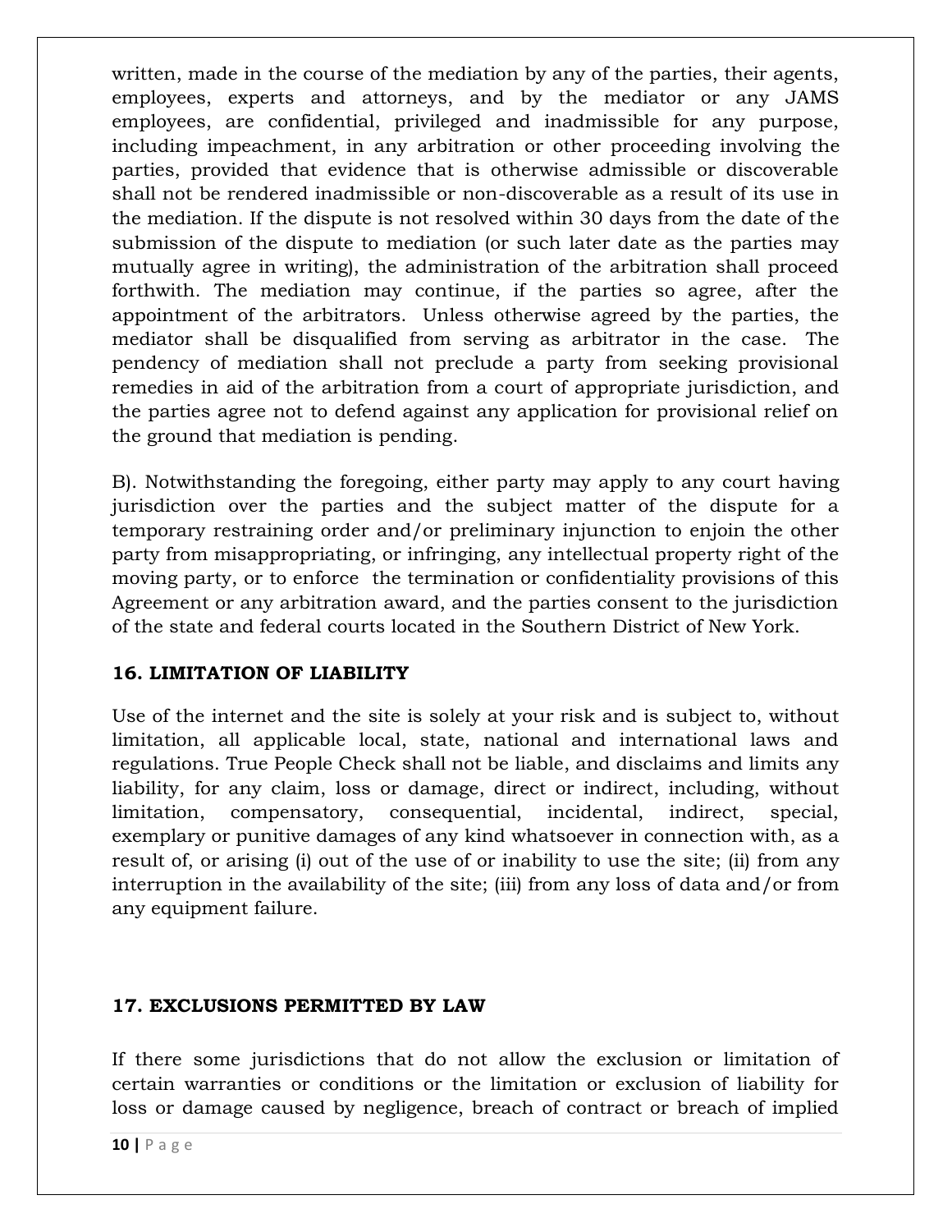written, made in the course of the mediation by any of the parties, their agents, employees, experts and attorneys, and by the mediator or any JAMS employees, are confidential, privileged and inadmissible for any purpose, including impeachment, in any arbitration or other proceeding involving the parties, provided that evidence that is otherwise admissible or discoverable shall not be rendered inadmissible or non-discoverable as a result of its use in the mediation. If the dispute is not resolved within 30 days from the date of the submission of the dispute to mediation (or such later date as the parties may mutually agree in writing), the administration of the arbitration shall proceed forthwith. The mediation may continue, if the parties so agree, after the appointment of the arbitrators. Unless otherwise agreed by the parties, the mediator shall be disqualified from serving as arbitrator in the case. The pendency of mediation shall not preclude a party from seeking provisional remedies in aid of the arbitration from a court of appropriate jurisdiction, and the parties agree not to defend against any application for provisional relief on the ground that mediation is pending.

B). Notwithstanding the foregoing, either party may apply to any court having jurisdiction over the parties and the subject matter of the dispute for a temporary restraining order and/or preliminary injunction to enjoin the other party from misappropriating, or infringing, any intellectual property right of the moving party, or to enforce the termination or confidentiality provisions of this Agreement or any arbitration award, and the parties consent to the jurisdiction of the state and federal courts located in the Southern District of New York.

### 16. LIMITATION OF LIABILITY

Use of the internet and the site is solely at your risk and is subject to, without limitation, all applicable local, state, national and international laws and regulations. True People Check shall not be liable, and disclaims and limits any liability, for any claim, loss or damage, direct or indirect, including, without limitation, compensatory, consequential, incidental, indirect, special, exemplary or punitive damages of any kind whatsoever in connection with, as a result of, or arising (i) out of the use of or inability to use the site; (ii) from any interruption in the availability of the site; (iii) from any loss of data and/or from any equipment failure.

### 17. EXCLUSIONS PERMITTED BY LAW

If there some jurisdictions that do not allow the exclusion or limitation of certain warranties or conditions or the limitation or exclusion of liability for loss or damage caused by negligence, breach of contract or breach of implied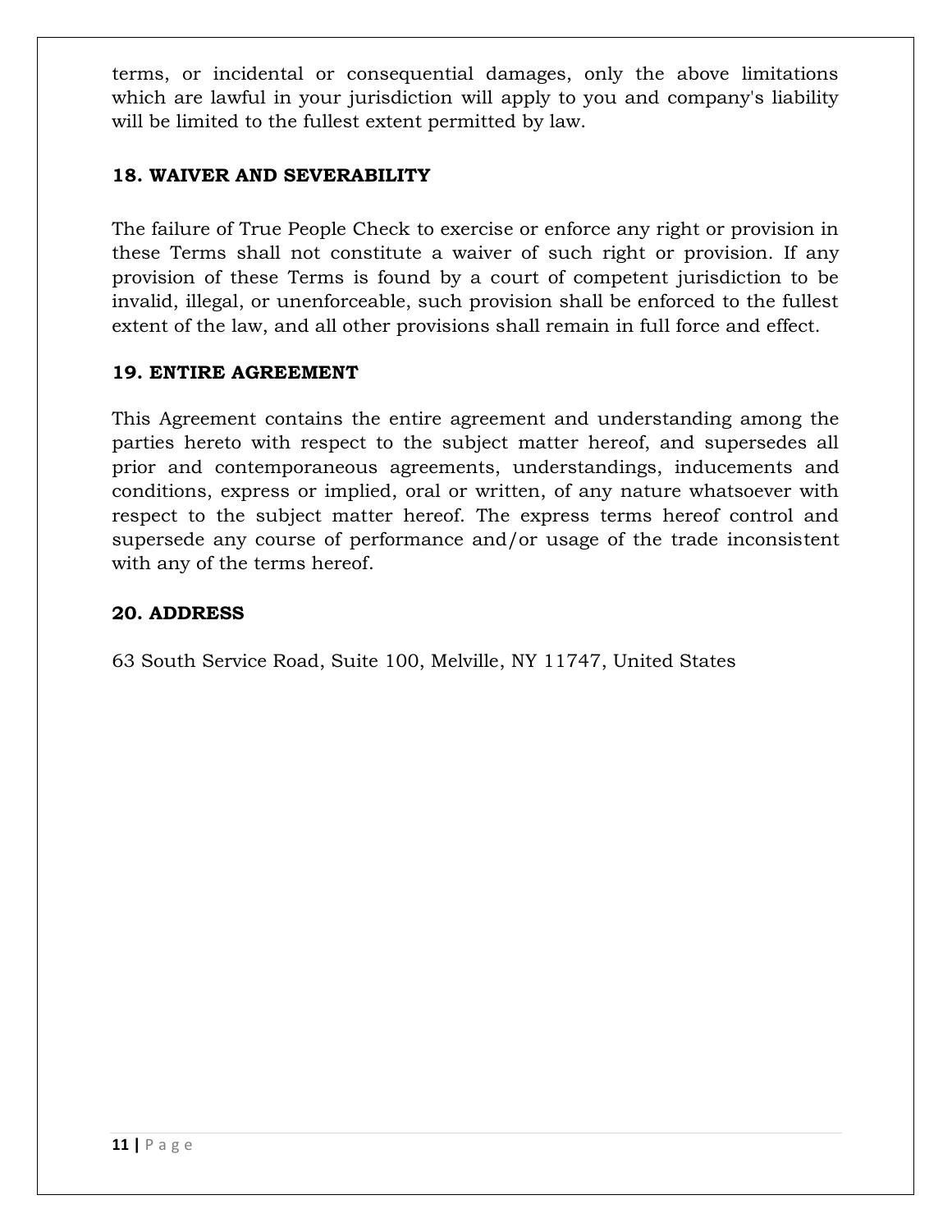terms, or incidental or consequential damages, only the above limitations which are lawful in your jurisdiction will apply to you and company's liability will be limited to the fullest extent permitted by law.

### 18. WAIVER AND SEVERABILITY

The failure of True People Check to exercise or enforce any right or provision in these Terms shall not constitute a waiver of such right or provision. If any provision of these Terms is found by a court of competent jurisdiction to be invalid, illegal, or unenforceable, such provision shall be enforced to the fullest extent of the law, and all other provisions shall remain in full force and effect.

### 19. ENTIRE AGREEMENT

This Agreement contains the entire agreement and understanding among the parties hereto with respect to the subject matter hereof, and supersedes all prior and contemporaneous agreements, understandings, inducements and conditions, express or implied, oral or written, of any nature whatsoever with respect to the subject matter hereof. The express terms hereof control and supersede any course of performance and/or usage of the trade inconsistent with any of the terms hereof.

### 20. ADDRESS

63 South Service Road, Suite 100, Melville, NY 11747, United States